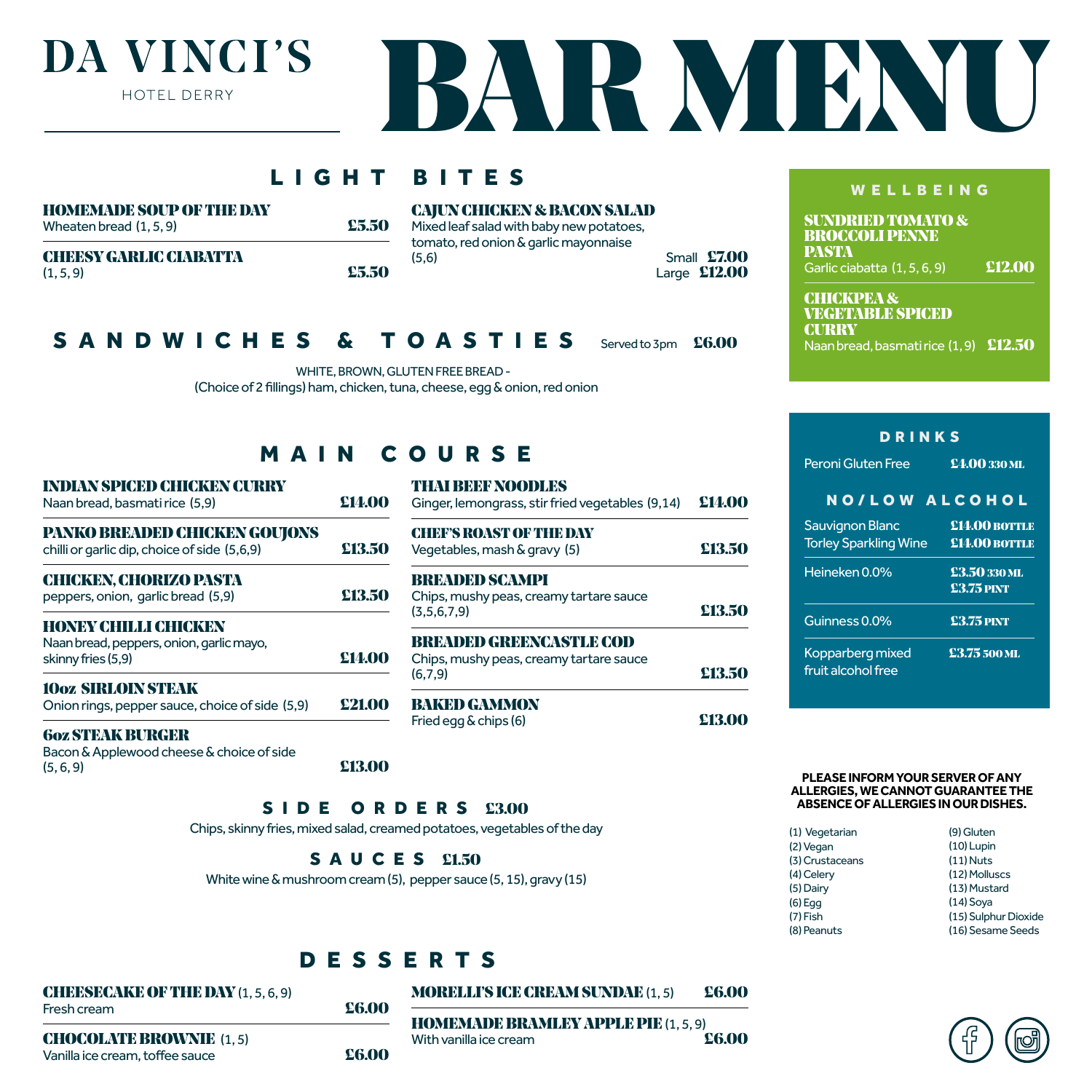# DA VINCI'S

HOTEL DERRY

# BAR MENU

## LIGHT BITES

**HOMEMADE SOUP OF THE DAY** — £5.50
Wheaten bread (1, 5, 9)

**CHEESY GARLIC CIABATTA** — £5.50
(1, 5, 9)

**CAJUN CHICKEN & BACON SALAD**
Mixed leaf salad with baby new potatoes, tomato, red onion & garlic mayonnaise (5,6)
Small £7.00
Large £12.00

## SANDWICHES & TOASTIES

Served to 3pm £6.00

WHITE, BROWN, GLUTEN FREE BREAD -
(Choice of 2 fillings) ham, chicken, tuna, cheese, egg & onion, red onion

## MAIN COURSE

**INDIAN SPICED CHICKEN CURRY** — £14.00
Naan bread, basmati rice (5,9)

**PANKO BREADED CHICKEN GOUJONS** — £13.50
chilli or garlic dip, choice of side (5,6,9)

**CHICKEN, CHORIZO PASTA** — £13.50
peppers, onion, garlic bread (5,9)

**HONEY CHILLI CHICKEN** — £14.00
Naan bread, peppers, onion, garlic mayo, skinny fries (5,9)

**10oz SIRLOIN STEAK** — £21.00
Onion rings, pepper sauce, choice of side (5,9)

**6oz STEAK BURGER** — £13.00
Bacon & Applewood cheese & choice of side (5, 6, 9)

**THAI BEEF NOODLES** — £14.00
Ginger, lemongrass, stir fried vegetables (9,14)

**CHEF'S ROAST OF THE DAY** — £13.50
Vegetables, mash & gravy (5)

**BREADED SCAMPI** — £13.50
Chips, mushy peas, creamy tartare sauce (3,5,6,7,9)

**BREADED GREENCASTLE COD** — £13.50
Chips, mushy peas, creamy tartare sauce (6,7,9)

**BAKED GAMMON** — £13.00
Fried egg & chips (6)

### SIDE ORDERS £3.00

Chips, skinny fries, mixed salad, creamed potatoes, vegetables of the day

### SAUCES £1.50

White wine & mushroom cream (5), pepper sauce (5, 15), gravy (15)

## DESSERTS

**CHEESECAKE OF THE DAY** (1, 5, 6, 9) — £6.00
Fresh cream

**CHOCOLATE BROWNIE** (1, 5) — £6.00
Vanilla ice cream, toffee sauce

**MORELLI'S ICE CREAM SUNDAE** (1, 5) — £6.00

**HOMEMADE BRAMLEY APPLE PIE** (1, 5, 9) — £6.00
With vanilla ice cream

## WELLBEING

**SUNDRIED TOMATO & BROCCOLI PENNE PASTA** — £12.00
Garlic ciabatta (1, 5, 6, 9)

**CHICKPEA & VEGETABLE SPICED CURRY** — £12.50
Naan bread, basmati rice (1, 9)

## DRINKS

| Drink | Price |
|---|---|
| Peroni Gluten Free | £4.00 330 ML |

### NO/LOW ALCOHOL

| Drink | Price |
|---|---|
| Sauvignon Blanc | £14.00 BOTTLE |
| Torley Sparkling Wine | £14.00 BOTTLE |
| Heineken 0.0% | £3.50 330 ML<br>£3.75 PINT |
| Guinness 0.0% | £3.75 PINT |
| Kopparberg mixed fruit alcohol free | £3.75 500 ML |

**PLEASE INFORM YOUR SERVER OF ANY ALLERGIES, WE CANNOT GUARANTEE THE ABSENCE OF ALLERGIES IN OUR DISHES.**

(1) Vegetarian
(2) Vegan
(3) Crustaceans
(4) Celery
(5) Dairy
(6) Egg
(7) Fish
(8) Peanuts
(9) Gluten
(10) Lupin
(11) Nuts
(12) Molluscs
(13) Mustard
(14) Soya
(15) Sulphur Dioxide
(16) Sesame Seeds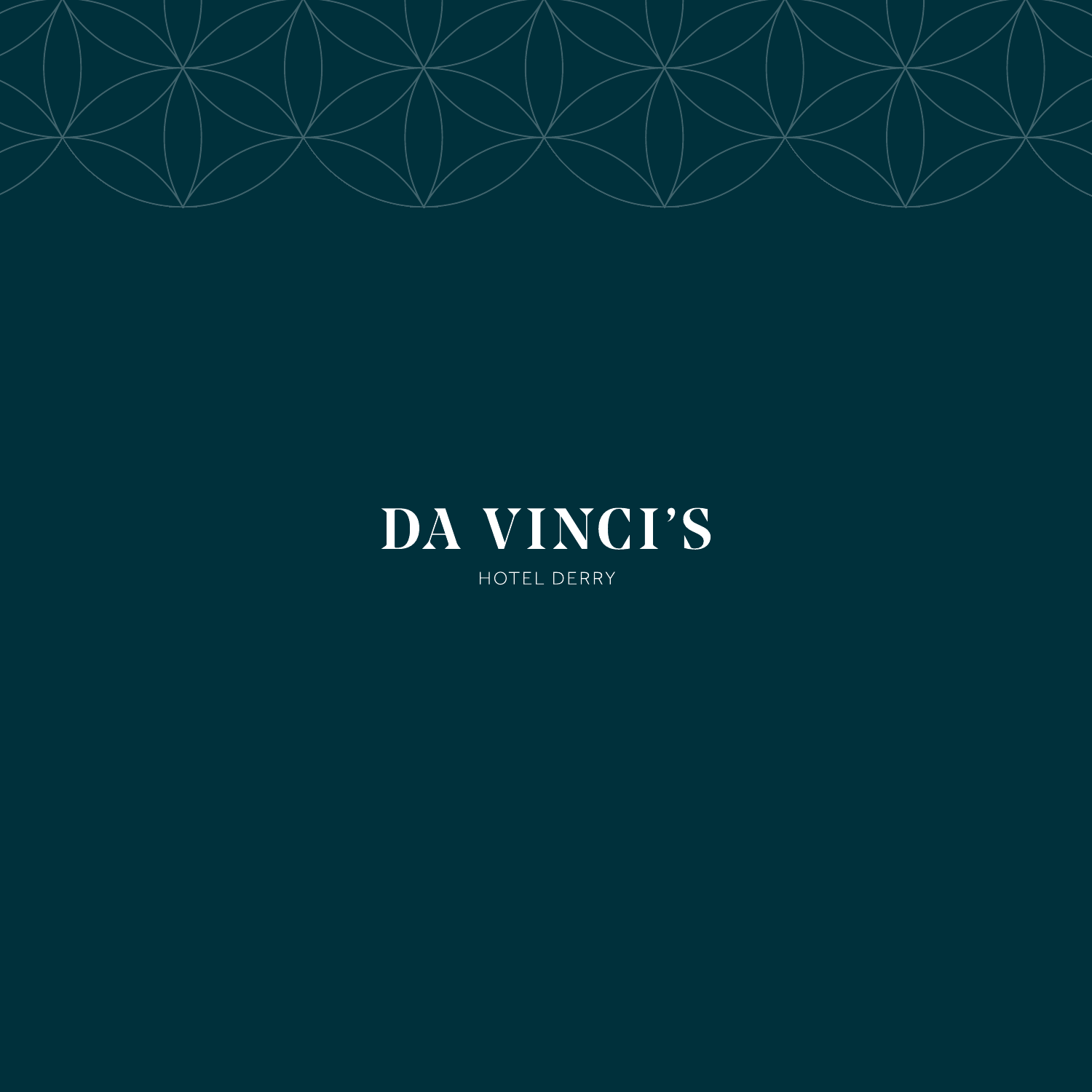# DA VINCI'S

HOTEL DERRY